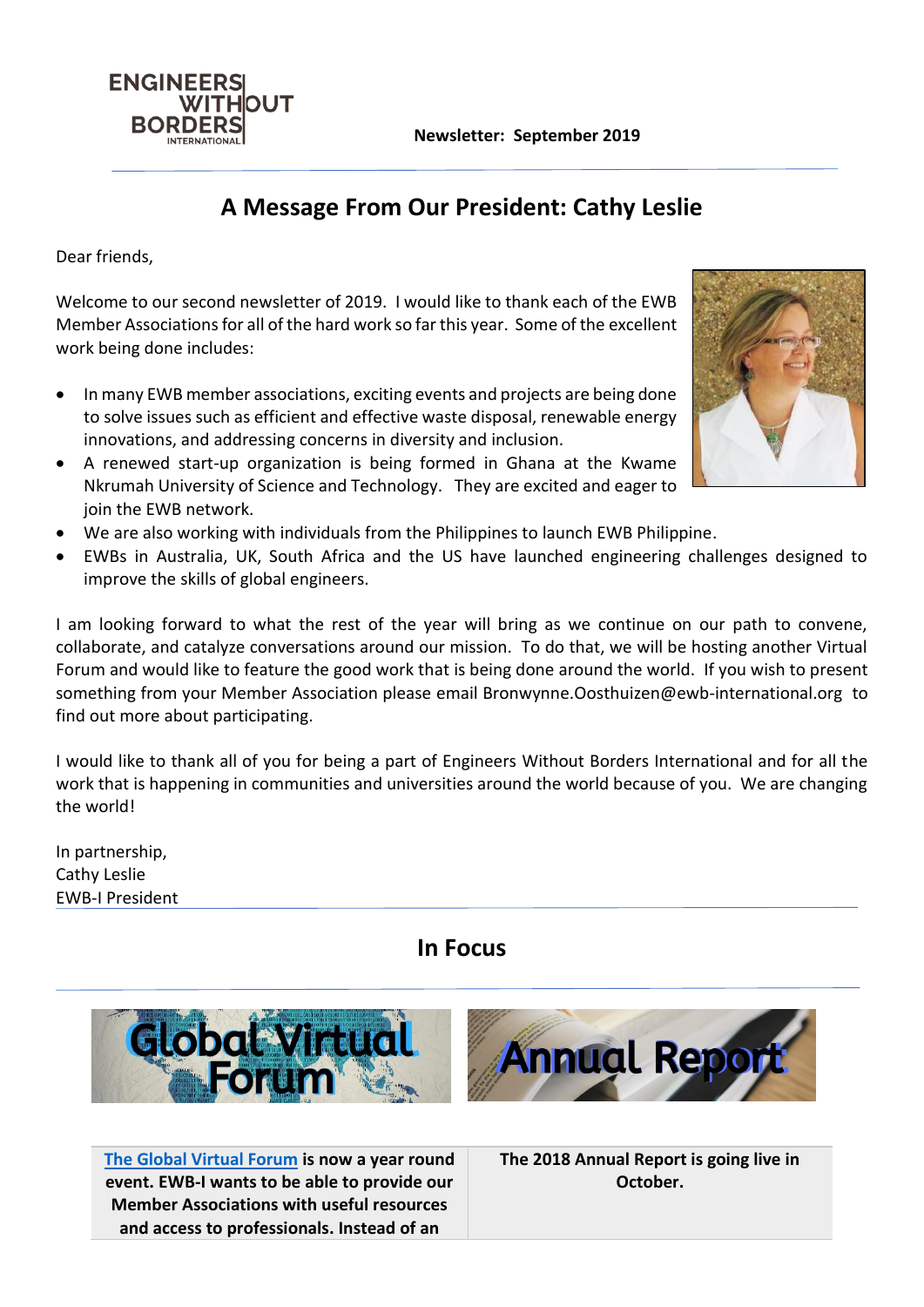Newsletter: September 2019

## A Message From Our President: Cathy Leslie

Dear friends,

Welcome to our second newsletter of 2019. I would like to thank each of the EWB Member Associations for all of the hard work so far this year. Some of the excellent work being done includes:

- In many EWB member associations, exciting events and projects are being done to solve issues such as efficient and effective waste disposal, renewable energy innovations, and addressing concerns in diversity and inclusion.
- A renewed start-up organization is being formed in Ghana at the Kwame Nkrumah University of Science and Technology. They are excited and eager to join the EWB network.
- We are also working with individuals from the Philippines to launch EWB Philippine.
- EWBs in Australia, UK, South Africa and the US have launched engineering challenges designed to improve the skills of global engineers.

I am looking forward to what the rest of the year will bring as we continue on our path to convene, collaborate, and catalyze conversations around our mission. To do that, we will be hosting another Virtual Forum and would like to feature the good work that is being done around the world. If you wish to present something from your Member Association please email Bronwynne.Oosthuizen@ewb-international.org to find out more about participating.

I would like to thank all of you for being a part of Engineers Without Borders International and for all the work that is happening in communities and universities around the world because of you. We are changing the world!

In partnership,
Cathy Leslie
EWB-I President

## In Focus

**Global Virtual Forum**

**The Global Virtual Forum is now a year round event. EWB-I wants to be able to provide our Member Associations with useful resources and access to professionals. Instead of an**

**Annual Report**

**The 2018 Annual Report is going live in October.**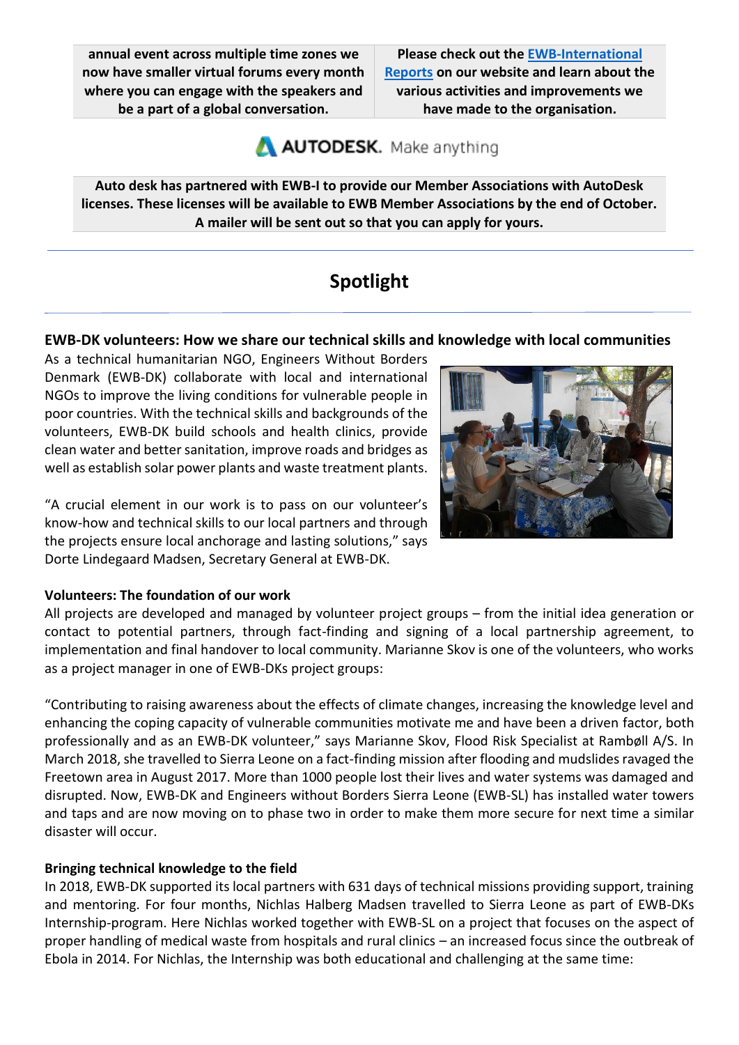**annual event across multiple time zones we now have smaller virtual forums every month where you can engage with the speakers and be a part of a global conversation.**

**Please check out the [EWB-International Reports] on our website and learn about the various activities and improvements we have made to the organisation.**

AUTODESK. Make anything

**Auto desk has partnered with EWB-I to provide our Member Associations with AutoDesk licenses. These licenses will be available to EWB Member Associations by the end of October. A mailer will be sent out so that you can apply for yours.**

---

# Spotlight

---

### EWB-DK volunteers: How we share our technical skills and knowledge with local communities

As a technical humanitarian NGO, Engineers Without Borders Denmark (EWB-DK) collaborate with local and international NGOs to improve the living conditions for vulnerable people in poor countries. With the technical skills and backgrounds of the volunteers, EWB-DK build schools and health clinics, provide clean water and better sanitation, improve roads and bridges as well as establish solar power plants and waste treatment plants.

"A crucial element in our work is to pass on our volunteer's know-how and technical skills to our local partners and through the projects ensure local anchorage and lasting solutions," says Dorte Lindegaard Madsen, Secretary General at EWB-DK.

#### Volunteers: The foundation of our work

All projects are developed and managed by volunteer project groups – from the initial idea generation or contact to potential partners, through fact-finding and signing of a local partnership agreement, to implementation and final handover to local community. Marianne Skov is one of the volunteers, who works as a project manager in one of EWB-DKs project groups:

"Contributing to raising awareness about the effects of climate changes, increasing the knowledge level and enhancing the coping capacity of vulnerable communities motivate me and have been a driven factor, both professionally and as an EWB-DK volunteer," says Marianne Skov, Flood Risk Specialist at Rambøll A/S. In March 2018, she travelled to Sierra Leone on a fact-finding mission after flooding and mudslides ravaged the Freetown area in August 2017. More than 1000 people lost their lives and water systems was damaged and disrupted. Now, EWB-DK and Engineers without Borders Sierra Leone (EWB-SL) has installed water towers and taps and are now moving on to phase two in order to make them more secure for next time a similar disaster will occur.

#### Bringing technical knowledge to the field

In 2018, EWB-DK supported its local partners with 631 days of technical missions providing support, training and mentoring. For four months, Nichlas Halberg Madsen travelled to Sierra Leone as part of EWB-DKs Internship-program. Here Nichlas worked together with EWB-SL on a project that focuses on the aspect of proper handling of medical waste from hospitals and rural clinics – an increased focus since the outbreak of Ebola in 2014. For Nichlas, the Internship was both educational and challenging at the same time: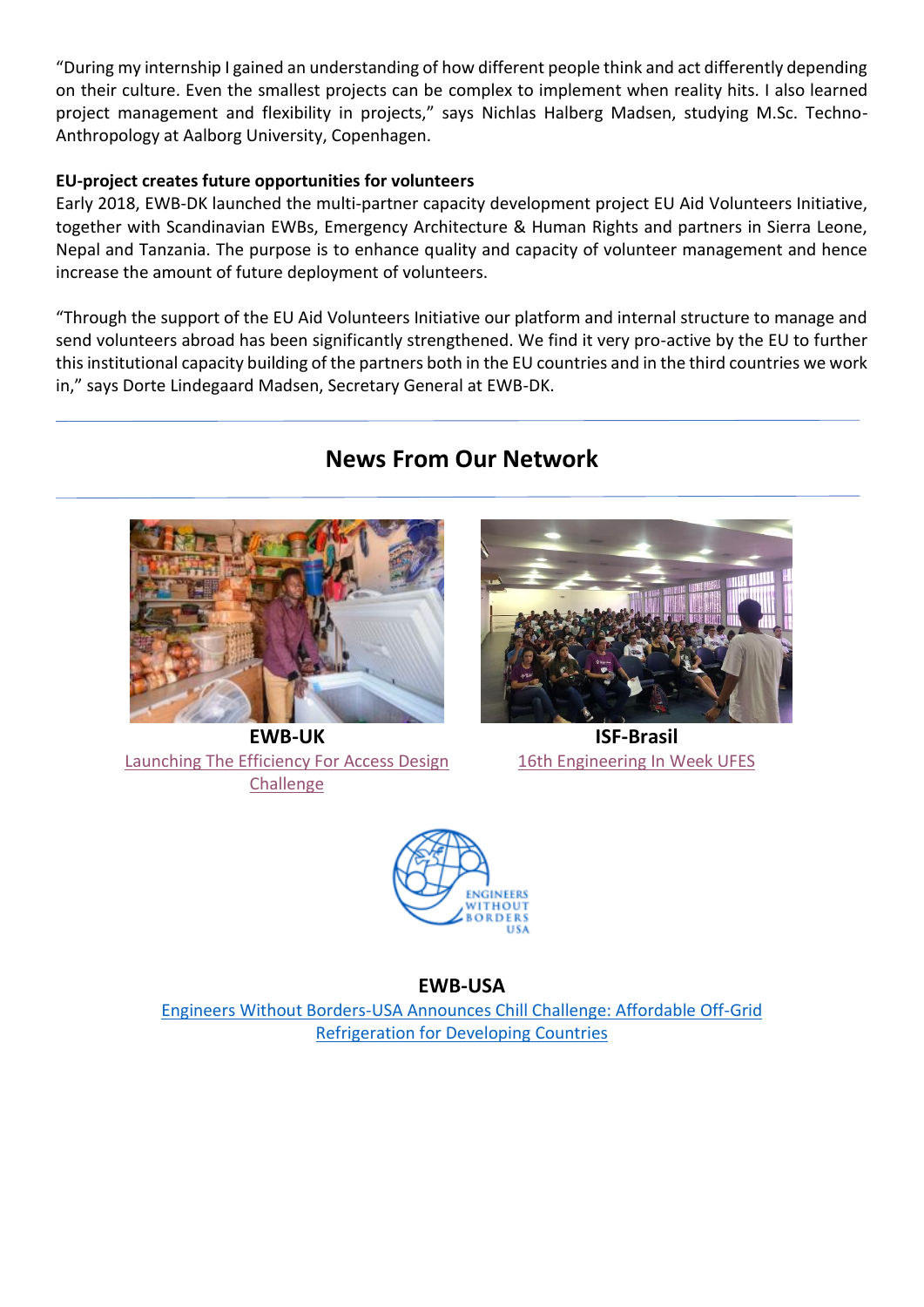"During my internship I gained an understanding of how different people think and act differently depending on their culture. Even the smallest projects can be complex to implement when reality hits. I also learned project management and flexibility in projects," says Nichlas Halberg Madsen, studying M.Sc. Techno-Anthropology at Aalborg University, Copenhagen.

**EU-project creates future opportunities for volunteers**

Early 2018, EWB-DK launched the multi-partner capacity development project EU Aid Volunteers Initiative, together with Scandinavian EWBs, Emergency Architecture & Human Rights and partners in Sierra Leone, Nepal and Tanzania. The purpose is to enhance quality and capacity of volunteer management and hence increase the amount of future deployment of volunteers.

"Through the support of the EU Aid Volunteers Initiative our platform and internal structure to manage and send volunteers abroad has been significantly strengthened. We find it very pro-active by the EU to further this institutional capacity building of the partners both in the EU countries and in the third countries we work in," says Dorte Lindegaard Madsen, Secretary General at EWB-DK.

## News From Our Network

**EWB-UK**

Launching The Efficiency For Access Design Challenge

**ISF-Brasil**

16th Engineering In Week UFES

**EWB-USA**

Engineers Without Borders-USA Announces Chill Challenge: Affordable Off-Grid Refrigeration for Developing Countries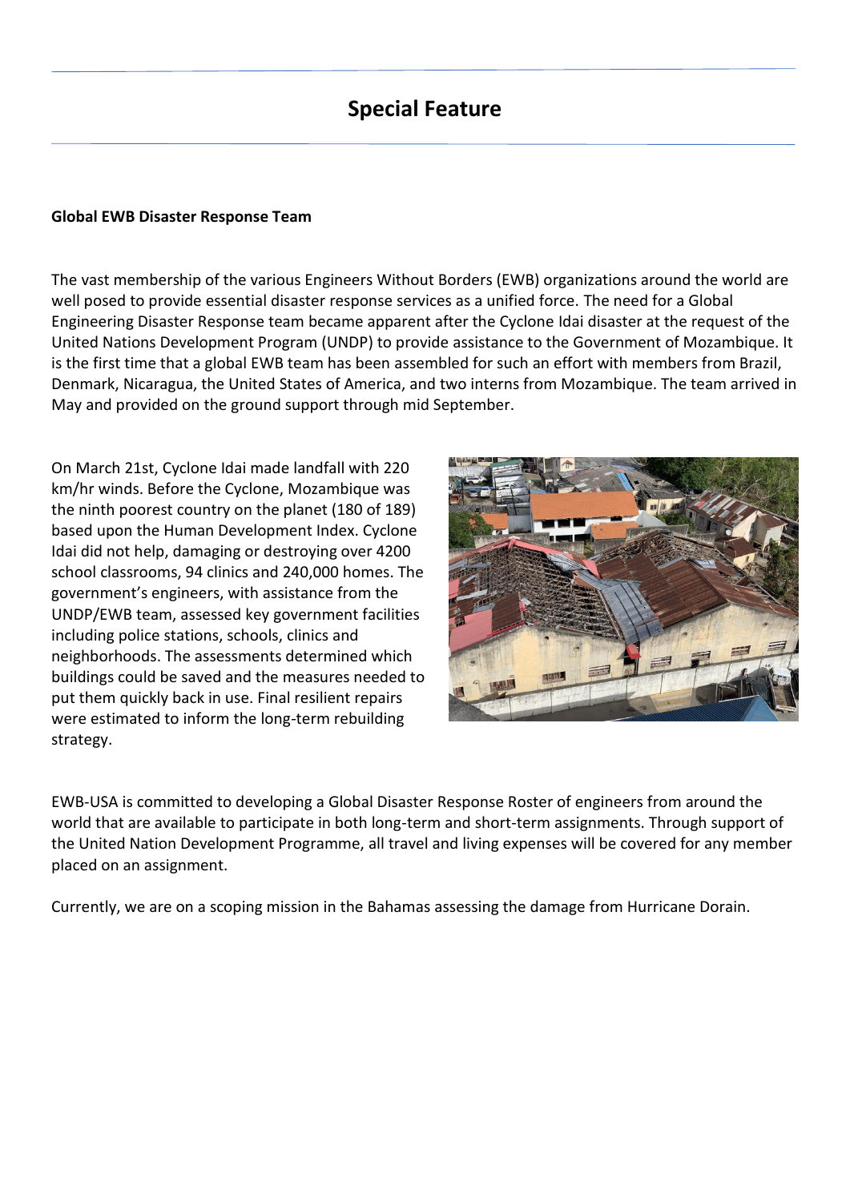# Special Feature

**Global EWB Disaster Response Team**

The vast membership of the various Engineers Without Borders (EWB) organizations around the world are well posed to provide essential disaster response services as a unified force. The need for a Global Engineering Disaster Response team became apparent after the Cyclone Idai disaster at the request of the United Nations Development Program (UNDP) to provide assistance to the Government of Mozambique. It is the first time that a global EWB team has been assembled for such an effort with members from Brazil, Denmark, Nicaragua, the United States of America, and two interns from Mozambique. The team arrived in May and provided on the ground support through mid September.

On March 21st, Cyclone Idai made landfall with 220 km/hr winds. Before the Cyclone, Mozambique was the ninth poorest country on the planet (180 of 189) based upon the Human Development Index. Cyclone Idai did not help, damaging or destroying over 4200 school classrooms, 94 clinics and 240,000 homes. The government's engineers, with assistance from the UNDP/EWB team, assessed key government facilities including police stations, schools, clinics and neighborhoods. The assessments determined which buildings could be saved and the measures needed to put them quickly back in use. Final resilient repairs were estimated to inform the long-term rebuilding strategy.

EWB-USA is committed to developing a Global Disaster Response Roster of engineers from around the world that are available to participate in both long-term and short-term assignments. Through support of the United Nation Development Programme, all travel and living expenses will be covered for any member placed on an assignment.

Currently, we are on a scoping mission in the Bahamas assessing the damage from Hurricane Dorain.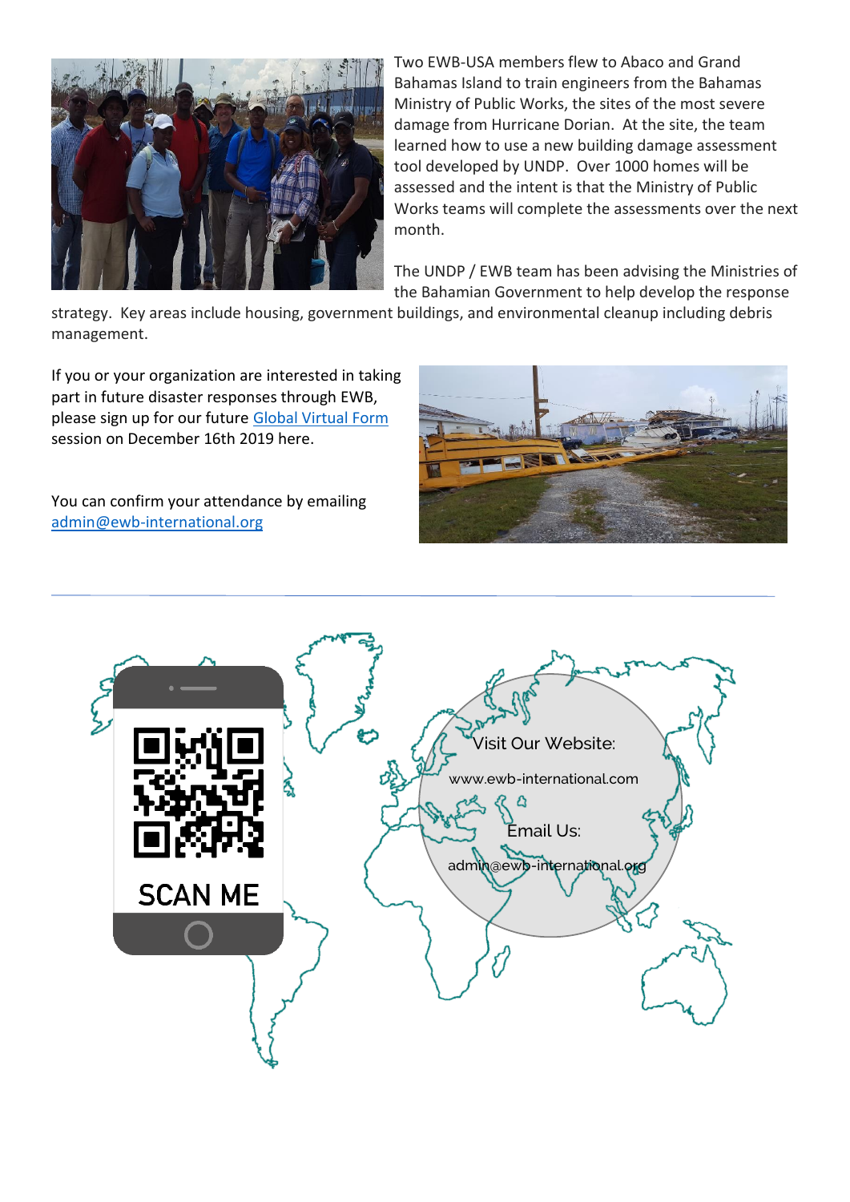Two EWB-USA members flew to Abaco and Grand Bahamas Island to train engineers from the Bahamas Ministry of Public Works, the sites of the most severe damage from Hurricane Dorian. At the site, the team learned how to use a new building damage assessment tool developed by UNDP. Over 1000 homes will be assessed and the intent is that the Ministry of Public Works teams will complete the assessments over the next month.

The UNDP / EWB team has been advising the Ministries of the Bahamian Government to help develop the response strategy. Key areas include housing, government buildings, and environmental cleanup including debris management.

If you or your organization are interested in taking part in future disaster responses through EWB, please sign up for our future [Global Virtual Form](#) session on December 16th 2019 here.

You can confirm your attendance by emailing [admin@ewb-international.org](mailto:admin@ewb-international.org)

---

SCAN ME

Visit Our Website:

www.ewb-international.com

Email Us:

admin@ewb-international.org